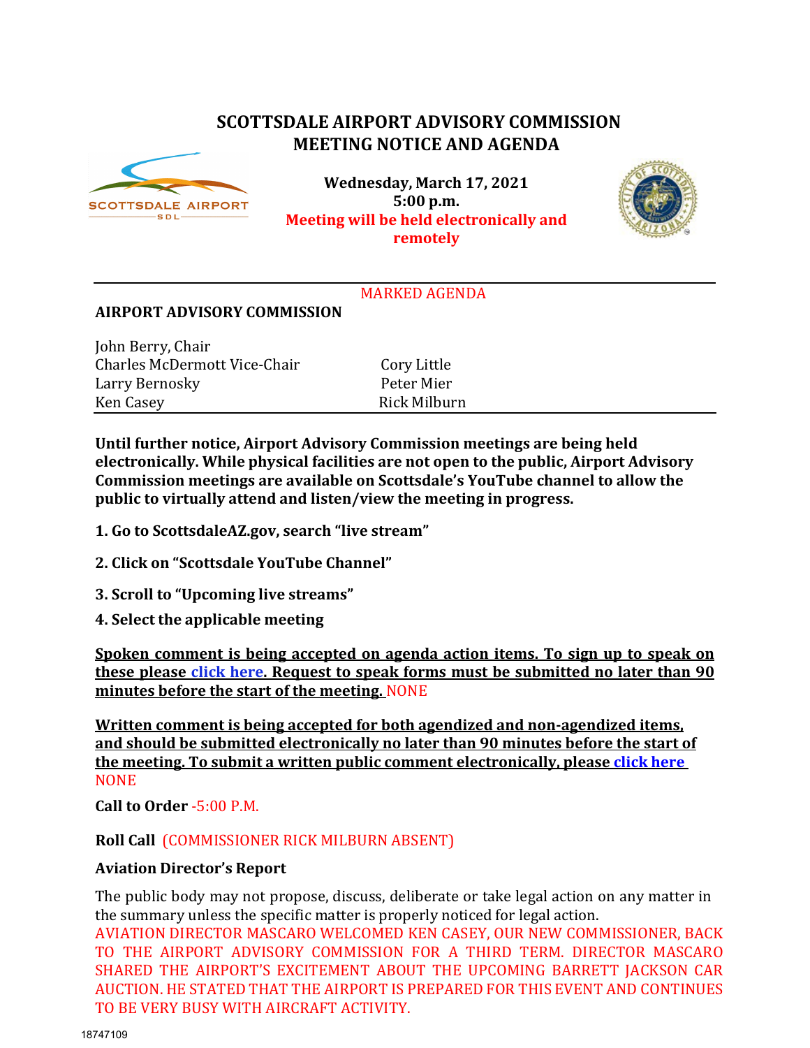# SCOTTSDALE AIRPORT ADVISORY COMMISSION
# MEETING NOTICE AND AGENDA

**Wednesday, March 17, 2021**
**5:00 p.m.**
**Meeting will be held electronically and remotely**

MARKED AGENDA

## AIRPORT ADVISORY COMMISSION

John Berry, Chair
Charles McDermott Vice-Chair
Larry Bernosky
Ken Casey
Cory Little
Peter Mier
Rick Milburn

**Until further notice, Airport Advisory Commission meetings are being held electronically. While physical facilities are not open to the public, Airport Advisory Commission meetings are available on Scottsdale's YouTube channel to allow the public to virtually attend and listen/view the meeting in progress.**

**1. Go to ScottsdaleAZ.gov, search "live stream"**

**2. Click on "Scottsdale YouTube Channel"**

**3. Scroll to "Upcoming live streams"**

**4. Select the applicable meeting**

**Spoken comment is being accepted on agenda action items. To sign up to speak on these please click here. Request to speak forms must be submitted no later than 90 minutes before the start of the meeting.** NONE

**Written comment is being accepted for both agendized and non-agendized items, and should be submitted electronically no later than 90 minutes before the start of the meeting. To submit a written public comment electronically, please click here**
NONE

**Call to Order** -5:00 P.M.

**Roll Call** (COMMISSIONER RICK MILBURN ABSENT)

**Aviation Director's Report**

The public body may not propose, discuss, deliberate or take legal action on any matter in the summary unless the specific matter is properly noticed for legal action.
AVIATION DIRECTOR MASCARO WELCOMED KEN CASEY, OUR NEW COMMISSIONER, BACK TO THE AIRPORT ADVISORY COMMISSION FOR A THIRD TERM. DIRECTOR MASCARO SHARED THE AIRPORT'S EXCITEMENT ABOUT THE UPCOMING BARRETT JACKSON CAR AUCTION. HE STATED THAT THE AIRPORT IS PREPARED FOR THIS EVENT AND CONTINUES TO BE VERY BUSY WITH AIRCRAFT ACTIVITY.

18747109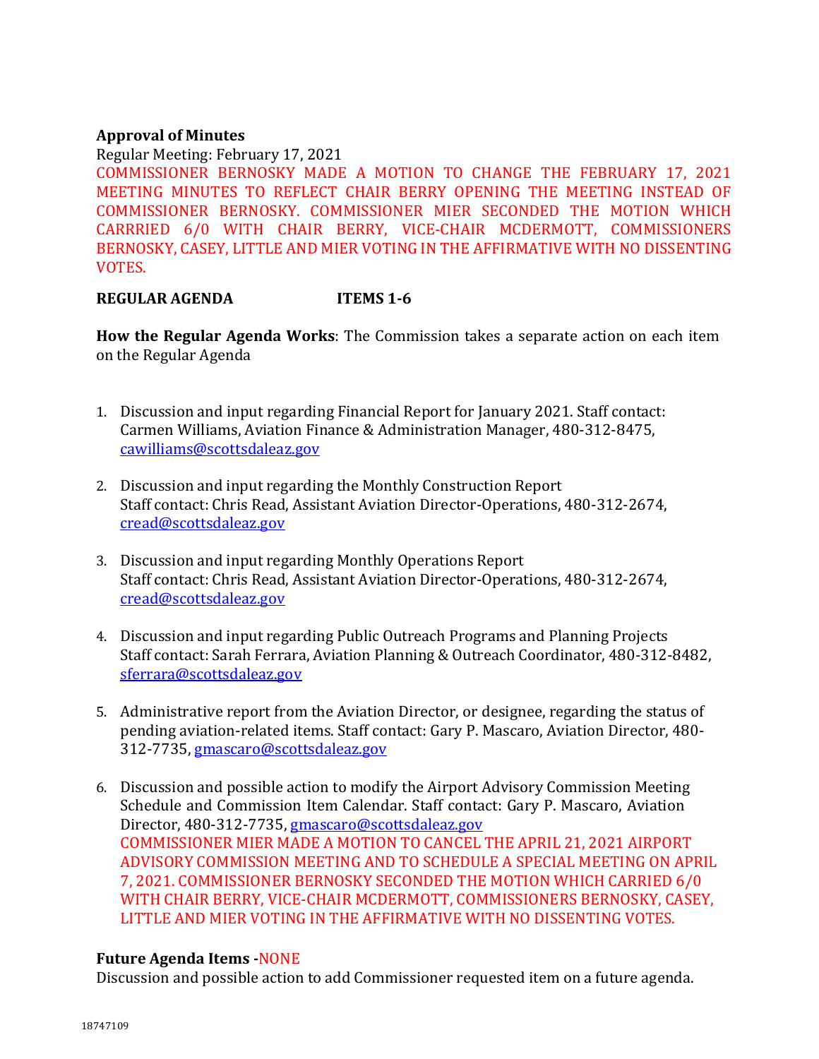**Approval of Minutes**

Regular Meeting: February 17, 2021

COMMISSIONER BERNOSKY MADE A MOTION TO CHANGE THE FEBRUARY 17, 2021 MEETING MINUTES TO REFLECT CHAIR BERRY OPENING THE MEETING INSTEAD OF COMMISSIONER BERNOSKY. COMMISSIONER MIER SECONDED THE MOTION WHICH CARRRIED 6/0 WITH CHAIR BERRY, VICE-CHAIR MCDERMOTT, COMMISSIONERS BERNOSKY, CASEY, LITTLE AND MIER VOTING IN THE AFFIRMATIVE WITH NO DISSENTING VOTES.

**REGULAR AGENDA ITEMS 1-6**

**How the Regular Agenda Works**: The Commission takes a separate action on each item on the Regular Agenda

1. Discussion and input regarding Financial Report for January 2021. Staff contact: Carmen Williams, Aviation Finance & Administration Manager, 480-312-8475, cawilliams@scottsdaleaz.gov

2. Discussion and input regarding the Monthly Construction Report
   Staff contact: Chris Read, Assistant Aviation Director-Operations, 480-312-2674, cread@scottsdaleaz.gov

3. Discussion and input regarding Monthly Operations Report
   Staff contact: Chris Read, Assistant Aviation Director-Operations, 480-312-2674, cread@scottsdaleaz.gov

4. Discussion and input regarding Public Outreach Programs and Planning Projects
   Staff contact: Sarah Ferrara, Aviation Planning & Outreach Coordinator, 480-312-8482, sferrara@scottsdaleaz.gov

5. Administrative report from the Aviation Director, or designee, regarding the status of pending aviation-related items. Staff contact: Gary P. Mascaro, Aviation Director, 480-312-7735, gmascaro@scottsdaleaz.gov

6. Discussion and possible action to modify the Airport Advisory Commission Meeting Schedule and Commission Item Calendar. Staff contact: Gary P. Mascaro, Aviation Director, 480-312-7735, gmascaro@scottsdaleaz.gov
   COMMISSIONER MIER MADE A MOTION TO CANCEL THE APRIL 21, 2021 AIRPORT ADVISORY COMMISSION MEETING AND TO SCHEDULE A SPECIAL MEETING ON APRIL 7, 2021. COMMISSIONER BERNOSKY SECONDED THE MOTION WHICH CARRIED 6/0 WITH CHAIR BERRY, VICE-CHAIR MCDERMOTT, COMMISSIONERS BERNOSKY, CASEY, LITTLE AND MIER VOTING IN THE AFFIRMATIVE WITH NO DISSENTING VOTES.

**Future Agenda Items -** NONE

Discussion and possible action to add Commissioner requested item on a future agenda.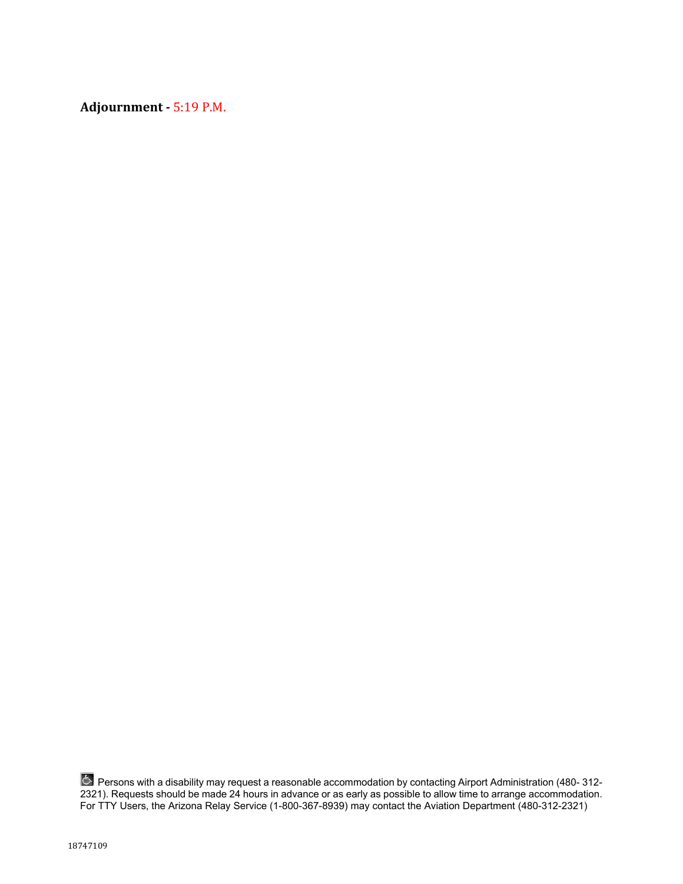**Adjournment -** 5:19 P.M.

Persons with a disability may request a reasonable accommodation by contacting Airport Administration (480- 312-2321). Requests should be made 24 hours in advance or as early as possible to allow time to arrange accommodation. For TTY Users, the Arizona Relay Service (1-800-367-8939) may contact the Aviation Department (480-312-2321)

18747109